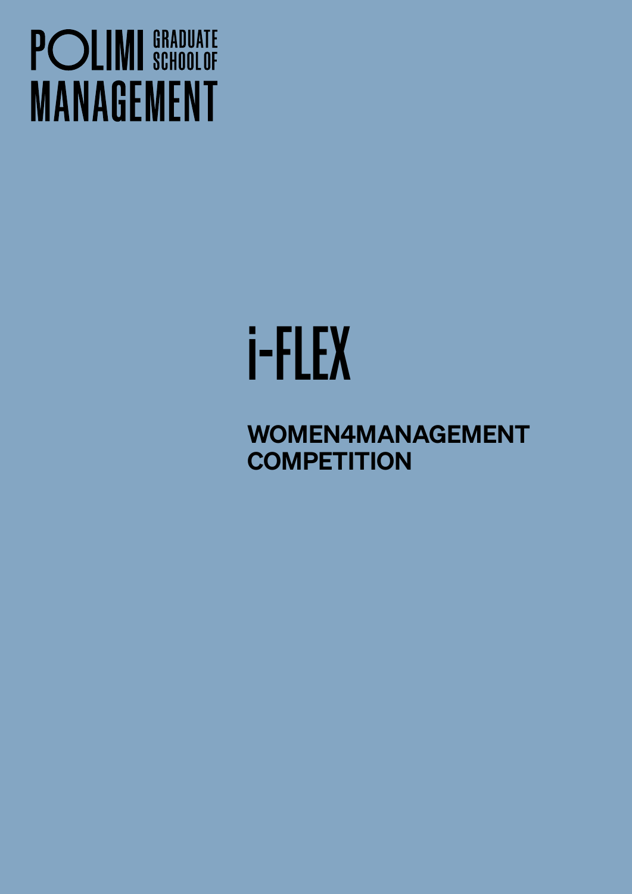POLIMI GRADUATE SCHOOL OF MANAGEMENT

# i-FLEX

## WOMEN4MANAGEMENT COMPETITION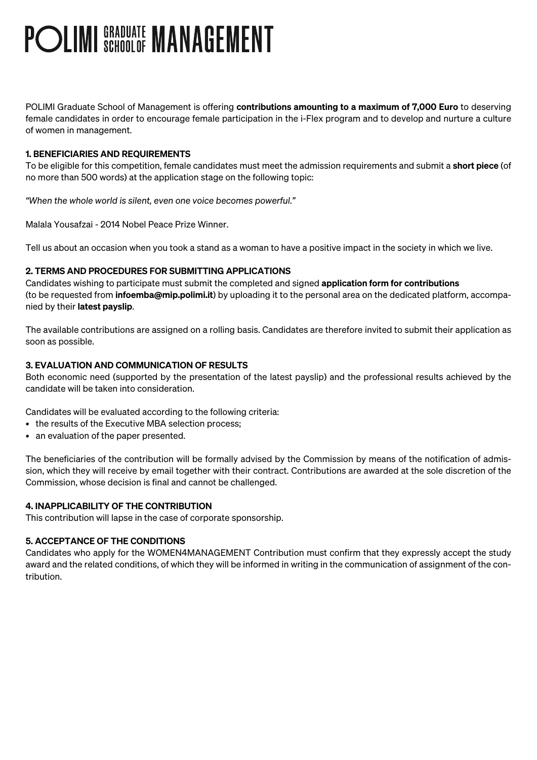# POLIMI GRADUATE SCHOOL OF MANAGEMENT

POLIMI Graduate School of Management is offering **contributions amounting to a maximum of 7,000 Euro** to deserving female candidates in order to encourage female participation in the i-Flex program and to develop and nurture a culture of women in management.

### 1. BENEFICIARIES AND REQUIREMENTS

To be eligible for this competition, female candidates must meet the admission requirements and submit a **short piece** (of no more than 500 words) at the application stage on the following topic:

*"When the whole world is silent, even one voice becomes powerful."*

Malala Yousafzai - 2014 Nobel Peace Prize Winner.

Tell us about an occasion when you took a stand as a woman to have a positive impact in the society in which we live.

### 2. TERMS AND PROCEDURES FOR SUBMITTING APPLICATIONS

Candidates wishing to participate must submit the completed and signed **application form for contributions** (to be requested from **infoemba@mip.polimi.it**) by uploading it to the personal area on the dedicated platform, accompanied by their **latest payslip**.

The available contributions are assigned on a rolling basis. Candidates are therefore invited to submit their application as soon as possible.

### 3. EVALUATION AND COMMUNICATION OF RESULTS

Both economic need (supported by the presentation of the latest payslip) and the professional results achieved by the candidate will be taken into consideration.

Candidates will be evaluated according to the following criteria:

- the results of the Executive MBA selection process;
- an evaluation of the paper presented.

The beneficiaries of the contribution will be formally advised by the Commission by means of the notification of admission, which they will receive by email together with their contract. Contributions are awarded at the sole discretion of the Commission, whose decision is final and cannot be challenged.

### 4. INAPPLICABILITY OF THE CONTRIBUTION

This contribution will lapse in the case of corporate sponsorship.

### 5. ACCEPTANCE OF THE CONDITIONS

Candidates who apply for the WOMEN4MANAGEMENT Contribution must confirm that they expressly accept the study award and the related conditions, of which they will be informed in writing in the communication of assignment of the contribution.